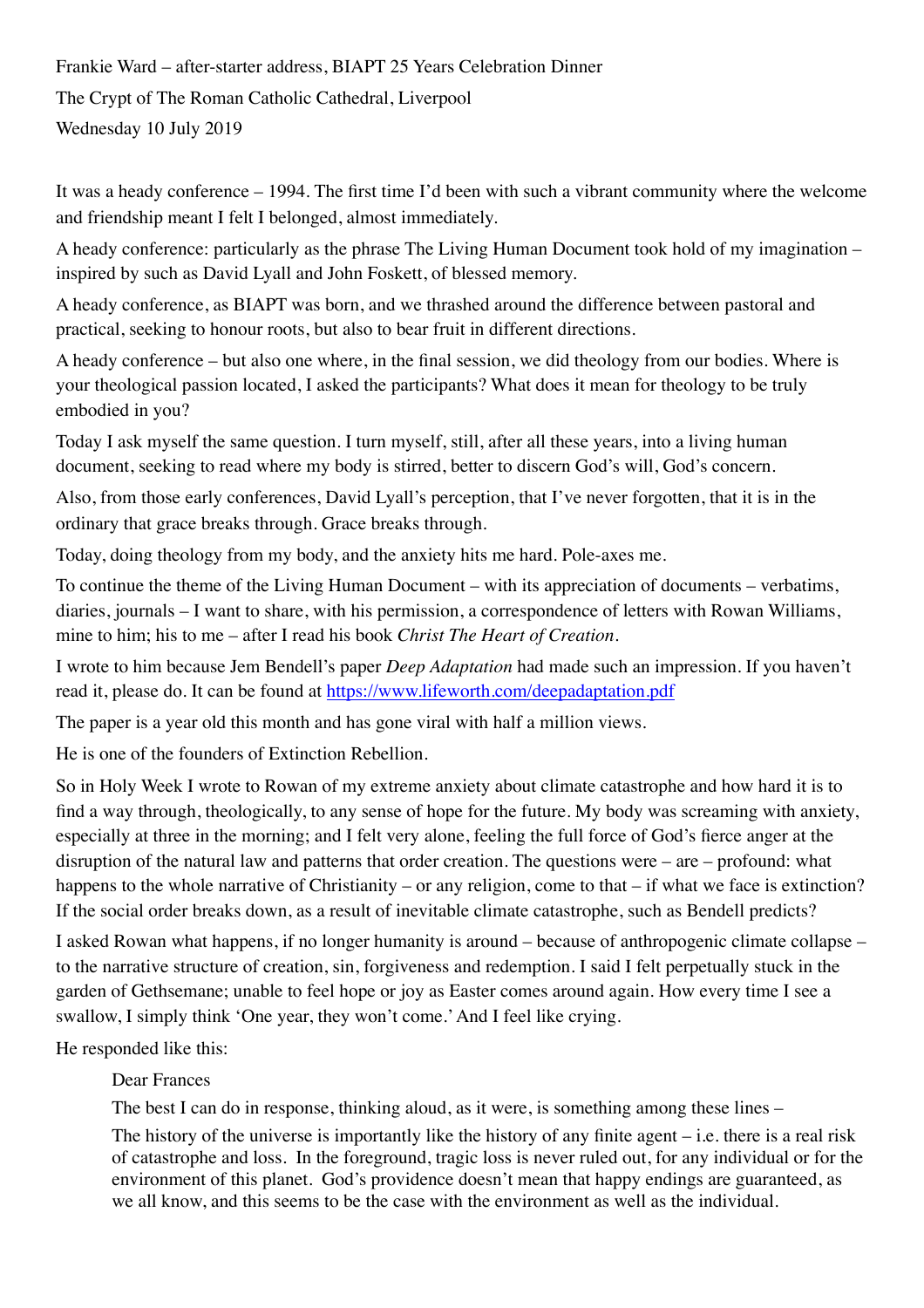Frankie Ward – after-starter address, BIAPT 25 Years Celebration Dinner

The Crypt of The Roman Catholic Cathedral, Liverpool

Wednesday 10 July 2019

It was a heady conference – 1994. The first time I'd been with such a vibrant community where the welcome and friendship meant I felt I belonged, almost immediately.

A heady conference: particularly as the phrase The Living Human Document took hold of my imagination – inspired by such as David Lyall and John Foskett, of blessed memory.

A heady conference, as BIAPT was born, and we thrashed around the difference between pastoral and practical, seeking to honour roots, but also to bear fruit in different directions.

A heady conference – but also one where, in the final session, we did theology from our bodies. Where is your theological passion located, I asked the participants? What does it mean for theology to be truly embodied in you?

Today I ask myself the same question. I turn myself, still, after all these years, into a living human document, seeking to read where my body is stirred, better to discern God's will, God's concern.

Also, from those early conferences, David Lyall's perception, that I've never forgotten, that it is in the ordinary that grace breaks through. Grace breaks through.

Today, doing theology from my body, and the anxiety hits me hard. Pole-axes me.

To continue the theme of the Living Human Document – with its appreciation of documents – verbatims, diaries, journals – I want to share, with his permission, a correspondence of letters with Rowan Williams, mine to him; his to me – after I read his book *Christ The Heart of Creation*.

I wrote to him because Jem Bendell's paper *Deep Adaptation* had made such an impression. If you haven't read it, please do. It can be found at https://www.lifeworth.com/deepadaptation.pdf

The paper is a year old this month and has gone viral with half a million views.

He is one of the founders of Extinction Rebellion.

So in Holy Week I wrote to Rowan of my extreme anxiety about climate catastrophe and how hard it is to find a way through, theologically, to any sense of hope for the future. My body was screaming with anxiety, especially at three in the morning; and I felt very alone, feeling the full force of God's fierce anger at the disruption of the natural law and patterns that order creation. The questions were – are – profound: what happens to the whole narrative of Christianity – or any religion, come to that – if what we face is extinction? If the social order breaks down, as a result of inevitable climate catastrophe, such as Bendell predicts?

I asked Rowan what happens, if no longer humanity is around – because of anthropogenic climate collapse – to the narrative structure of creation, sin, forgiveness and redemption. I said I felt perpetually stuck in the garden of Gethsemane; unable to feel hope or joy as Easter comes around again. How every time I see a swallow, I simply think 'One year, they won't come.' And I feel like crying.

He responded like this:

> Dear Frances
>
> The best I can do in response, thinking aloud, as it were, is something among these lines –
>
> The history of the universe is importantly like the history of any finite agent – i.e. there is a real risk of catastrophe and loss. In the foreground, tragic loss is never ruled out, for any individual or for the environment of this planet. God's providence doesn't mean that happy endings are guaranteed, as we all know, and this seems to be the case with the environment as well as the individual.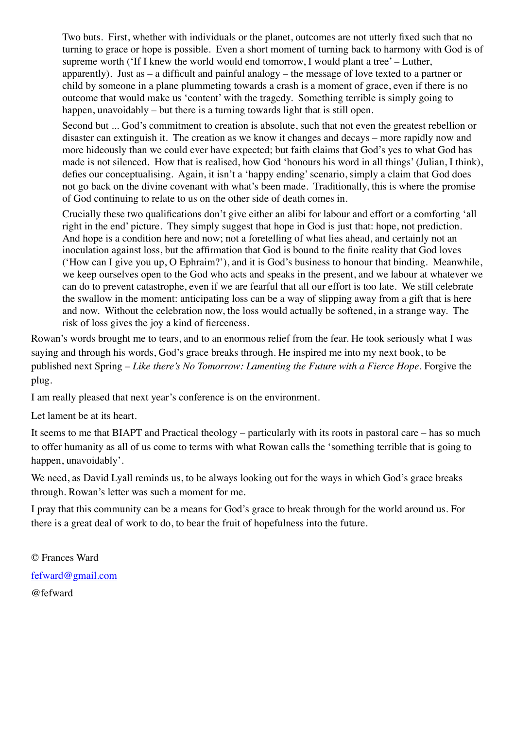> Two buts. First, whether with individuals or the planet, outcomes are not utterly fixed such that no turning to grace or hope is possible. Even a short moment of turning back to harmony with God is of supreme worth ('If I knew the world would end tomorrow, I would plant a tree' – Luther, apparently). Just as – a difficult and painful analogy – the message of love texted to a partner or child by someone in a plane plummeting towards a crash is a moment of grace, even if there is no outcome that would make us 'content' with the tragedy. Something terrible is simply going to happen, unavoidably – but there is a turning towards light that is still open.
>
> Second but ... God's commitment to creation is absolute, such that not even the greatest rebellion or disaster can extinguish it. The creation as we know it changes and decays – more rapidly now and more hideously than we could ever have expected; but faith claims that God's yes to what God has made is not silenced. How that is realised, how God 'honours his word in all things' (Julian, I think), defies our conceptualising. Again, it isn't a 'happy ending' scenario, simply a claim that God does not go back on the divine covenant with what's been made. Traditionally, this is where the promise of God continuing to relate to us on the other side of death comes in.
>
> Crucially these two qualifications don't give either an alibi for labour and effort or a comforting 'all right in the end' picture. They simply suggest that hope in God is just that: hope, not prediction. And hope is a condition here and now; not a foretelling of what lies ahead, and certainly not an inoculation against loss, but the affirmation that God is bound to the finite reality that God loves ('How can I give you up, O Ephraim?'), and it is God's business to honour that binding. Meanwhile, we keep ourselves open to the God who acts and speaks in the present, and we labour at whatever we can do to prevent catastrophe, even if we are fearful that all our effort is too late. We still celebrate the swallow in the moment: anticipating loss can be a way of slipping away from a gift that is here and now. Without the celebration now, the loss would actually be softened, in a strange way. The risk of loss gives the joy a kind of fierceness.

Rowan's words brought me to tears, and to an enormous relief from the fear. He took seriously what I was saying and through his words, God's grace breaks through. He inspired me into my next book, to be published next Spring – *Like there's No Tomorrow: Lamenting the Future with a Fierce Hope*. Forgive the plug.

I am really pleased that next year's conference is on the environment.

Let lament be at its heart.

It seems to me that BIAPT and Practical theology – particularly with its roots in pastoral care – has so much to offer humanity as all of us come to terms with what Rowan calls the 'something terrible that is going to happen, unavoidably'.

We need, as David Lyall reminds us, to be always looking out for the ways in which God's grace breaks through. Rowan's letter was such a moment for me.

I pray that this community can be a means for God's grace to break through for the world around us. For there is a great deal of work to do, to bear the fruit of hopefulness into the future.

© Frances Ward

fefward@gmail.com

@fefward